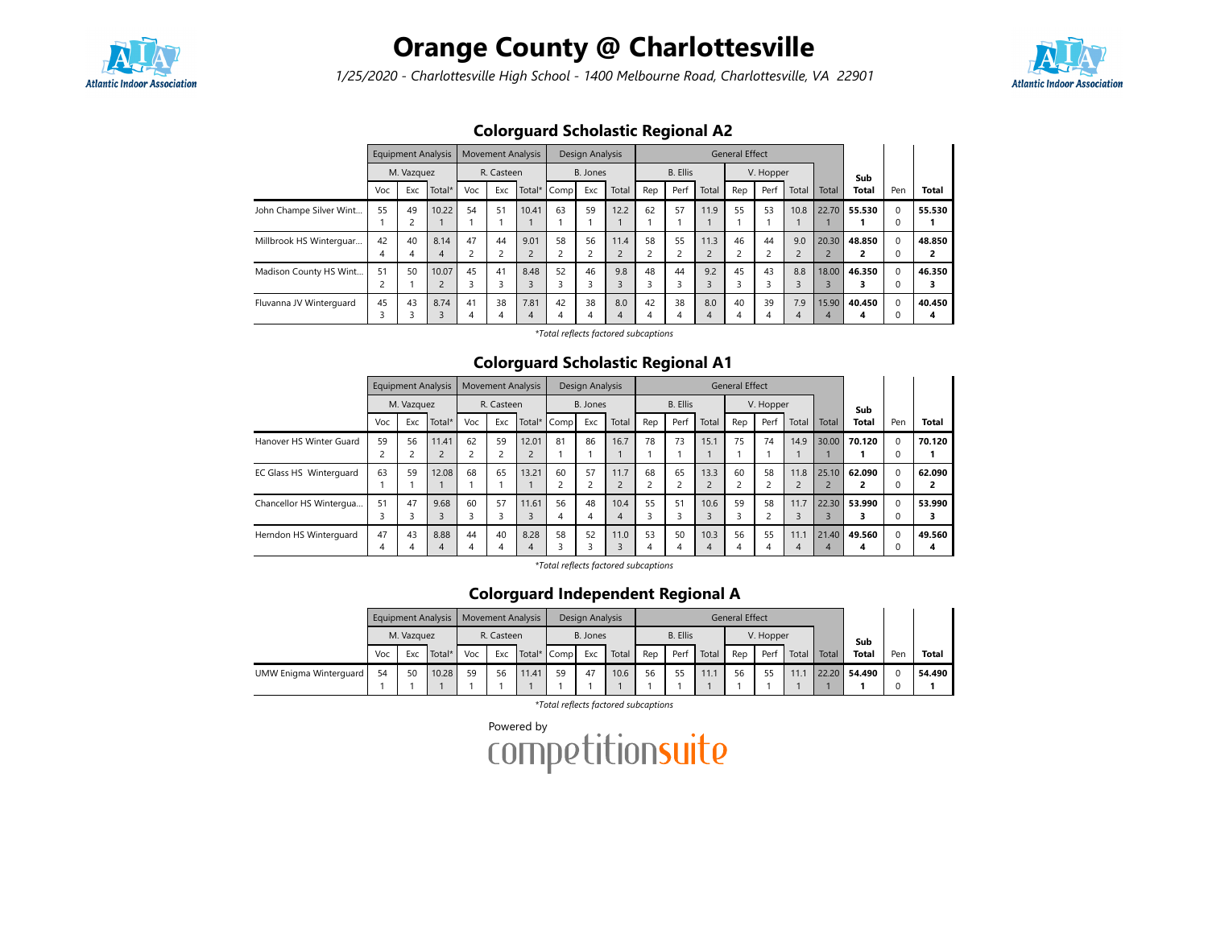# Orange County @ Charlottesville

*1/25/2020 - Charlottesville High School - 1400 Melbourne Road, Charlottesville, VA 22901*

## Colorguard Scholastic Regional A2

| | Equipment Analysis | | | Movement Analysis | | | Design Analysis | | | General Effect | | | | | | | Sub Total | Pen | Total |
|---|---|---|---|---|---|---|---|---|---|---|---|---|---|---|---|---|---|---|---|
| | M. Vazquez | | | R. Casteen | | | B. Jones | | | B. Ellis | | | V. Hopper | | | | | | |
| | Voc | Exc | Total* | Voc | Exc | Total* | Comp | Exc | Total | Rep | Perf | Total | Rep | Perf | Total | Total | | | |
| John Champe Silver Wint... | 55 1 | 49 2 | 10.22 1 | 54 1 | 51 1 | 10.41 1 | 63 1 | 59 1 | 12.2 1 | 62 1 | 57 1 | 11.9 1 | 55 1 | 53 1 | 10.8 1 | 22.70 1 | **55.530 1** | 0 0 | **55.530 1** |
| Millbrook HS Winterguar... | 42 4 | 40 4 | 8.14 4 | 47 2 | 44 2 | 9.01 2 | 58 2 | 56 2 | 11.4 2 | 58 2 | 55 2 | 11.3 2 | 46 2 | 44 2 | 9.0 2 | 20.30 2 | **48.850 2** | 0 0 | **48.850 2** |
| Madison County HS Wint... | 51 2 | 50 1 | 10.07 2 | 45 3 | 41 3 | 8.48 3 | 52 3 | 46 3 | 9.8 3 | 48 3 | 44 3 | 9.2 3 | 45 3 | 43 3 | 8.8 3 | 18.00 3 | **46.350 3** | 0 0 | **46.350 3** |
| Fluvanna JV Winterguard | 45 3 | 43 3 | 8.74 3 | 41 4 | 38 4 | 7.81 4 | 42 4 | 38 4 | 8.0 4 | 42 4 | 38 4 | 8.0 4 | 40 4 | 39 4 | 7.9 4 | 15.90 4 | **40.450 4** | 0 0 | **40.450 4** |

*\*Total reflects factored subcaptions*

## Colorguard Scholastic Regional A1

| | Equipment Analysis | | | Movement Analysis | | | Design Analysis | | | General Effect | | | | | | | Sub Total | Pen | Total |
|---|---|---|---|---|---|---|---|---|---|---|---|---|---|---|---|---|---|---|---|
| | M. Vazquez | | | R. Casteen | | | B. Jones | | | B. Ellis | | | V. Hopper | | | | | | |
| | Voc | Exc | Total* | Voc | Exc | Total* | Comp | Exc | Total | Rep | Perf | Total | Rep | Perf | Total | Total | | | |
| Hanover HS Winter Guard | 59 2 | 56 2 | 11.41 2 | 62 2 | 59 2 | 12.01 2 | 81 1 | 86 1 | 16.7 1 | 78 1 | 73 1 | 15.1 1 | 75 1 | 74 1 | 14.9 1 | 30.00 1 | **70.120 1** | 0 0 | **70.120 1** |
| EC Glass HS Winterguard | 63 1 | 59 1 | 12.08 1 | 68 1 | 65 1 | 13.21 1 | 60 2 | 57 2 | 11.7 2 | 68 2 | 65 2 | 13.3 2 | 60 2 | 58 2 | 11.8 2 | 25.10 2 | **62.090 2** | 0 0 | **62.090 2** |
| Chancellor HS Wintergua... | 51 3 | 47 3 | 9.68 3 | 60 3 | 57 3 | 11.61 3 | 56 4 | 48 4 | 10.4 4 | 55 3 | 51 3 | 10.6 3 | 59 3 | 58 2 | 11.7 3 | 22.30 3 | **53.990 3** | 0 0 | **53.990 3** |
| Herndon HS Winterguard | 47 4 | 43 4 | 8.88 4 | 44 4 | 40 4 | 8.28 4 | 58 3 | 52 3 | 11.0 3 | 53 4 | 50 4 | 10.3 4 | 56 4 | 55 4 | 11.1 4 | 21.40 4 | **49.560 4** | 0 0 | **49.560 4** |

*\*Total reflects factored subcaptions*

## Colorguard Independent Regional A

| | Equipment Analysis | | | Movement Analysis | | | Design Analysis | | | General Effect | | | | | | | Sub Total | Pen | Total |
|---|---|---|---|---|---|---|---|---|---|---|---|---|---|---|---|---|---|---|---|
| | M. Vazquez | | | R. Casteen | | | B. Jones | | | B. Ellis | | | V. Hopper | | | | | | |
| | Voc | Exc | Total* | Voc | Exc | Total* | Comp | Exc | Total | Rep | Perf | Total | Rep | Perf | Total | Total | | | |
| UMW Enigma Winterguard | 54 1 | 50 1 | 10.28 1 | 59 1 | 56 1 | 11.41 1 | 59 1 | 47 1 | 10.6 1 | 56 1 | 55 1 | 11.1 1 | 56 1 | 55 1 | 11.1 1 | 22.20 1 | **54.490 1** | 0 0 | **54.490 1** |

*\*Total reflects factored subcaptions*

Powered by competitionsuite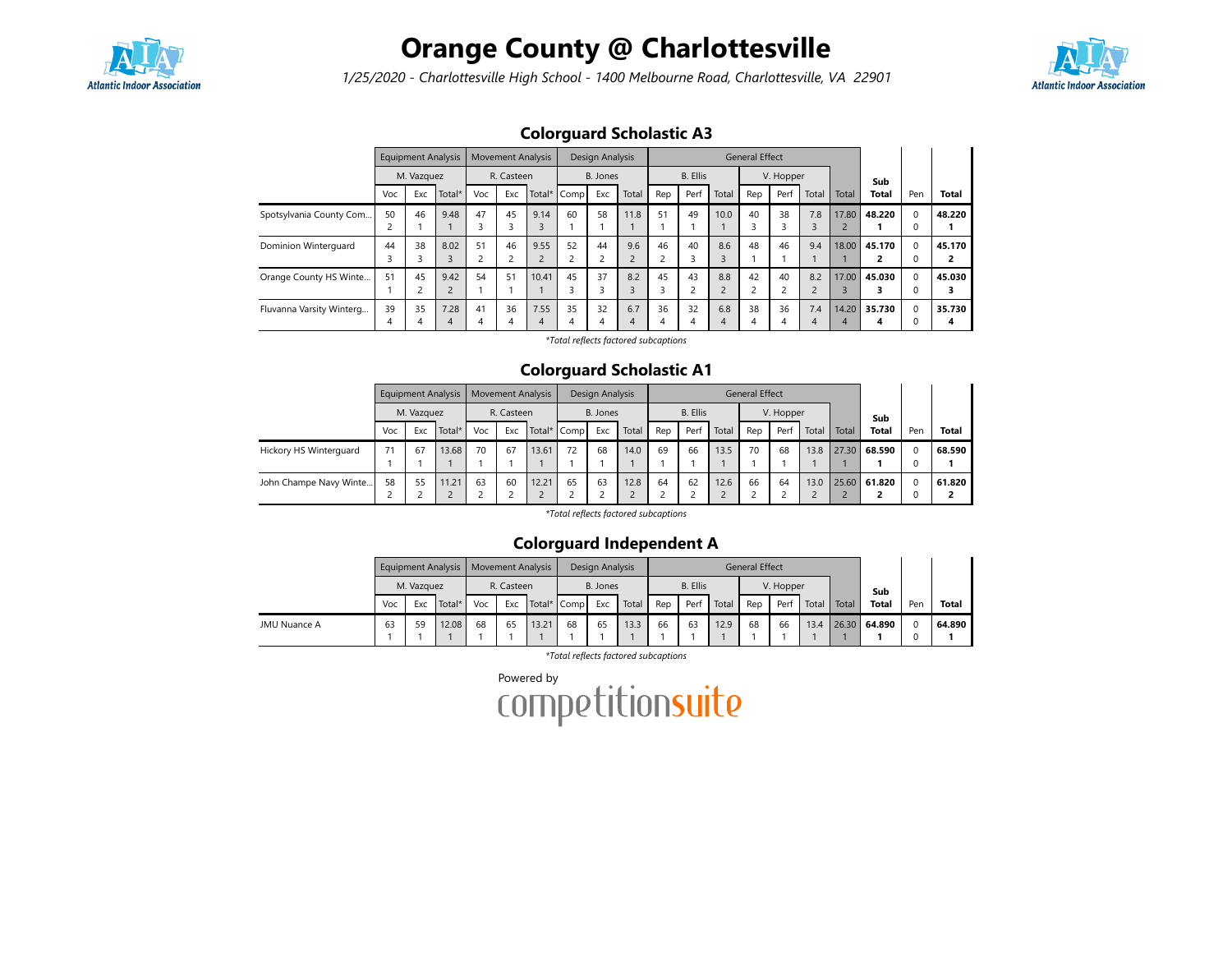# Orange County @ Charlottesville

*1/25/2020 - Charlottesville High School - 1400 Melbourne Road, Charlottesville, VA 22901*

## Colorguard Scholastic A3

| | Equipment Analysis | | | Movement Analysis | | | Design Analysis | | | General Effect | | | | | | | | | |
|---|---|---|---|---|---|---|---|---|---|---|---|---|---|---|---|---|---|---|---|
| | M. Vazquez | | | R. Casteen | | | B. Jones | | | B. Ellis | | | V. Hopper | | | | Sub | | |
| | Voc | Exc | Total* | Voc | Exc | Total* | Comp | Exc | Total | Rep | Perf | Total | Rep | Perf | Total | Total | Total | Pen | Total |
| Spotsylvania County Com... | 50<br>2 | 46<br>1 | 9.48<br>1 | 47<br>3 | 45<br>3 | 9.14<br>3 | 60<br>1 | 58<br>1 | 11.8<br>1 | 51<br>1 | 49<br>1 | 10.0<br>1 | 40<br>3 | 38<br>3 | 7.8<br>3 | 17.80<br>2 | **48.220<br>1** | 0<br>0 | **48.220<br>1** |
| Dominion Winterguard | 44<br>3 | 38<br>3 | 8.02<br>3 | 51<br>2 | 46<br>2 | 9.55<br>2 | 52<br>2 | 44<br>2 | 9.6<br>2 | 46<br>2 | 40<br>3 | 8.6<br>3 | 48<br>1 | 46<br>1 | 9.4<br>1 | 18.00<br>1 | **45.170<br>2** | 0<br>0 | **45.170<br>2** |
| Orange County HS Winte... | 51<br>1 | 45<br>2 | 9.42<br>2 | 54<br>1 | 51<br>1 | 10.41<br>1 | 45<br>3 | 37<br>3 | 8.2<br>3 | 45<br>3 | 43<br>2 | 8.8<br>2 | 42<br>2 | 40<br>2 | 8.2<br>2 | 17.00<br>3 | **45.030<br>3** | 0<br>0 | **45.030<br>3** |
| Fluvanna Varsity Winterg... | 39<br>4 | 35<br>4 | 7.28<br>4 | 41<br>4 | 36<br>4 | 7.55<br>4 | 35<br>4 | 32<br>4 | 6.7<br>4 | 36<br>4 | 32<br>4 | 6.8<br>4 | 38<br>4 | 36<br>4 | 7.4<br>4 | 14.20<br>4 | **35.730<br>4** | 0<br>0 | **35.730<br>4** |

*\*Total reflects factored subcaptions*

## Colorguard Scholastic A1

| | Equipment Analysis | | | Movement Analysis | | | Design Analysis | | | General Effect | | | | | | | | | |
|---|---|---|---|---|---|---|---|---|---|---|---|---|---|---|---|---|---|---|---|
| | M. Vazquez | | | R. Casteen | | | B. Jones | | | B. Ellis | | | V. Hopper | | | | Sub | | |
| | Voc | Exc | Total* | Voc | Exc | Total* | Comp | Exc | Total | Rep | Perf | Total | Rep | Perf | Total | Total | Total | Pen | Total |
| Hickory HS Winterguard | 71<br>1 | 67<br>1 | 13.68<br>1 | 70<br>1 | 67<br>1 | 13.61<br>1 | 72<br>1 | 68<br>1 | 14.0<br>1 | 69<br>1 | 66<br>1 | 13.5<br>1 | 70<br>1 | 68<br>1 | 13.8<br>1 | 27.30<br>1 | **68.590<br>1** | 0<br>0 | **68.590<br>1** |
| John Champe Navy Winte... | 58<br>2 | 55<br>2 | 11.21<br>2 | 63<br>2 | 60<br>2 | 12.21<br>2 | 65<br>2 | 63<br>2 | 12.8<br>2 | 64<br>2 | 62<br>2 | 12.6<br>2 | 66<br>2 | 64<br>2 | 13.0<br>2 | 25.60<br>2 | **61.820<br>2** | 0<br>0 | **61.820<br>2** |

*\*Total reflects factored subcaptions*

## Colorguard Independent A

| | Equipment Analysis | | | Movement Analysis | | | Design Analysis | | | General Effect | | | | | | | | | |
|---|---|---|---|---|---|---|---|---|---|---|---|---|---|---|---|---|---|---|---|
| | M. Vazquez | | | R. Casteen | | | B. Jones | | | B. Ellis | | | V. Hopper | | | | Sub | | |
| | Voc | Exc | Total* | Voc | Exc | Total* | Comp | Exc | Total | Rep | Perf | Total | Rep | Perf | Total | Total | Total | Pen | Total |
| JMU Nuance A | 63<br>1 | 59<br>1 | 12.08<br>1 | 68<br>1 | 65<br>1 | 13.21<br>1 | 68<br>1 | 65<br>1 | 13.3<br>1 | 66<br>1 | 63<br>1 | 12.9<br>1 | 68<br>1 | 66<br>1 | 13.4<br>1 | 26.30<br>1 | **64.890<br>1** | 0<br>0 | **64.890<br>1** |

*\*Total reflects factored subcaptions*

Powered by competitionsuite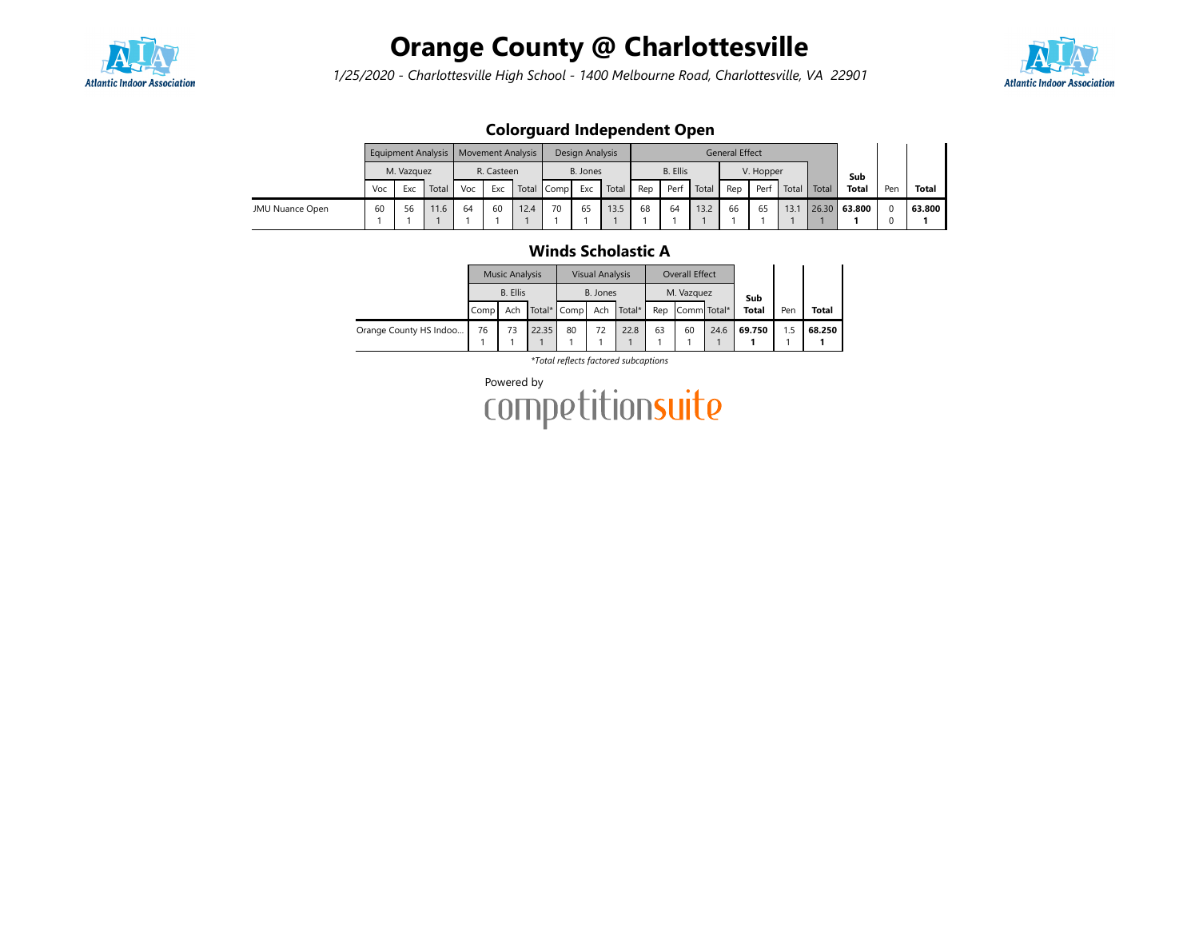# Orange County @ Charlottesville

*1/25/2020 - Charlottesville High School - 1400 Melbourne Road, Charlottesville, VA 22901*

## Colorguard Independent Open

| | Equipment Analysis | | | Movement Analysis | | | Design Analysis | | | General Effect | | | | | | | Sub Total | Pen | Total |
|---|---|---|---|---|---|---|---|---|---|---|---|---|---|---|---|---|---|---|---|
| | M. Vazquez | | | R. Casteen | | | B. Jones | | | B. Ellis | | | V. Hopper | | | | | | |
| | Voc | Exc | Total | Voc | Exc | Total | Comp | Exc | Total | Rep | Perf | Total | Rep | Perf | Total | Total | | | |
| JMU Nuance Open | 60<br>1 | 56<br>1 | 11.6<br>1 | 64<br>1 | 60<br>1 | 12.4<br>1 | 70<br>1 | 65<br>1 | 13.5<br>1 | 68<br>1 | 64<br>1 | 13.2<br>1 | 66<br>1 | 65<br>1 | 13.1<br>1 | 26.30<br>1 | **63.800<br>1** | 0<br>0 | **63.800<br>1** |

## Winds Scholastic A

| | Music Analysis | | | Visual Analysis | | | Overall Effect | | | Sub Total | Pen | Total |
|---|---|---|---|---|---|---|---|---|---|---|---|---|
| | B. Ellis | | | B. Jones | | | M. Vazquez | | | | | |
| | Comp | Ach | Total* | Comp | Ach | Total* | Rep | Comm | Total* | | | |
| Orange County HS Indoo... | 76<br>1 | 73<br>1 | 22.35<br>1 | 80<br>1 | 72<br>1 | 22.8<br>1 | 63<br>1 | 60<br>1 | 24.6<br>1 | **69.750<br>1** | 1.5<br>1 | **68.250<br>1** |

*\*Total reflects factored subcaptions*

Powered by competitionsuite